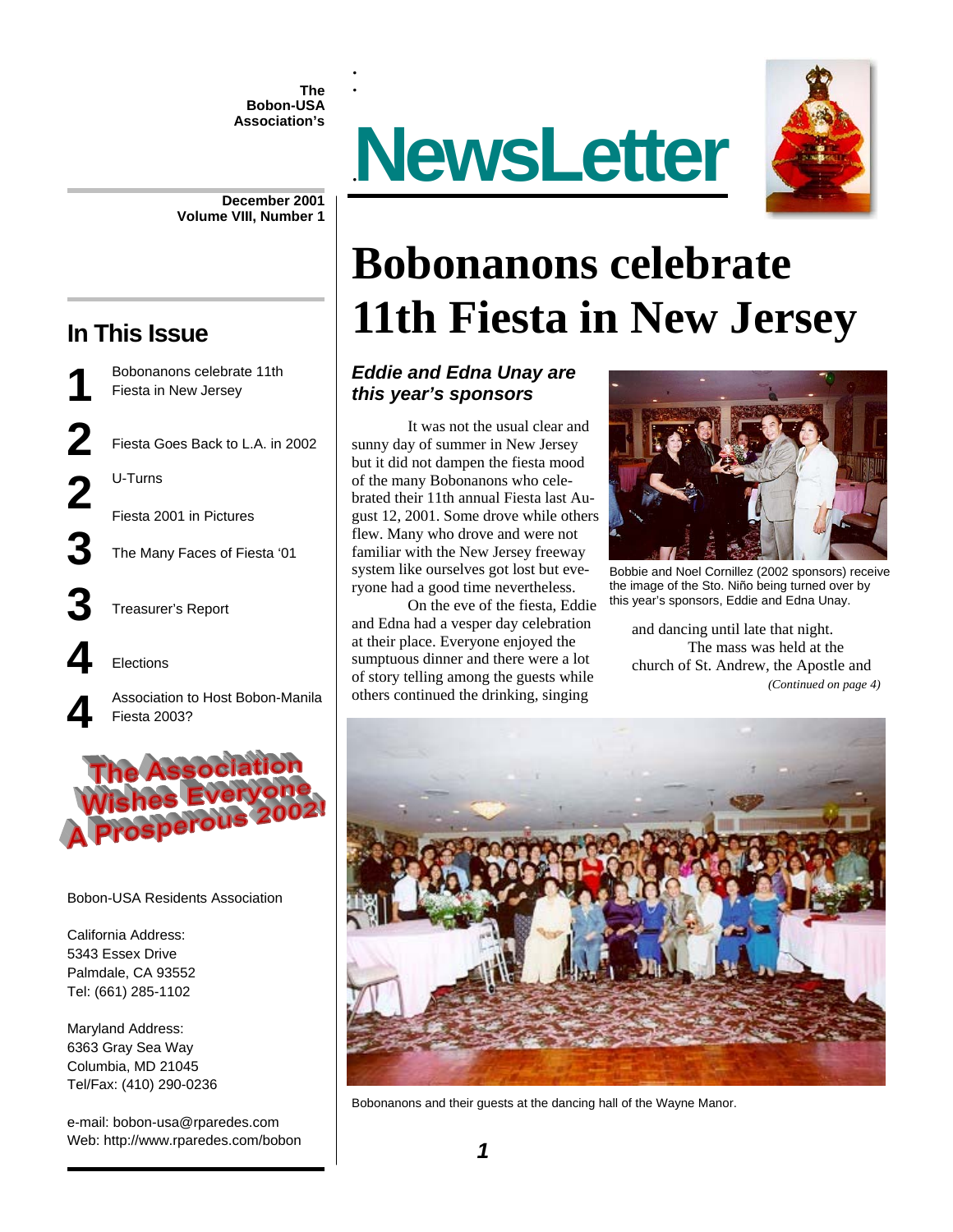The Bobon-USA Association's

# NewsLetter

December 2001
Volume VIII, Number 1

## In This Issue

1 Bobonanons celebrate 11th Fiesta in New Jersey

2 Fiesta Goes Back to L.A. in 2002

2 U-Turns

Fiesta 2001 in Pictures

3 The Many Faces of Fiesta '01

3 Treasurer's Report

4 Elections

4 Association to Host Bobon-Manila Fiesta 2003?

The Association Wishes Everyone A Prosperous 2002!

Bobon-USA Residents Association

California Address:
5343 Essex Drive
Palmdale, CA 93552
Tel: (661) 285-1102

Maryland Address:
6363 Gray Sea Way
Columbia, MD 21045
Tel/Fax: (410) 290-0236

e-mail: bobon-usa@rparedes.com
Web: http://www.rparedes.com/bobon

# Bobonanons celebrate 11th Fiesta in New Jersey

### *Eddie and Edna Unay are this year's sponsors*

It was not the usual clear and sunny day of summer in New Jersey but it did not dampen the fiesta mood of the many Bobonanons who celebrated their 11th annual Fiesta last August 12, 2001. Some drove while others flew. Many who drove and were not familiar with the New Jersey freeway system like ourselves got lost but everyone had a good time nevertheless.

On the eve of the fiesta, Eddie and Edna had a vesper day celebration at their place. Everyone enjoyed the sumptuous dinner and there were a lot of story telling among the guests while others continued the drinking, singing and dancing until late that night.

The mass was held at the church of St. Andrew, the Apostle and

*(Continued on page 4)*

Bobbie and Noel Cornillez (2002 sponsors) receive the image of the Sto. Niño being turned over by this year's sponsors, Eddie and Edna Unay.

Bobonanons and their guests at the dancing hall of the Wayne Manor.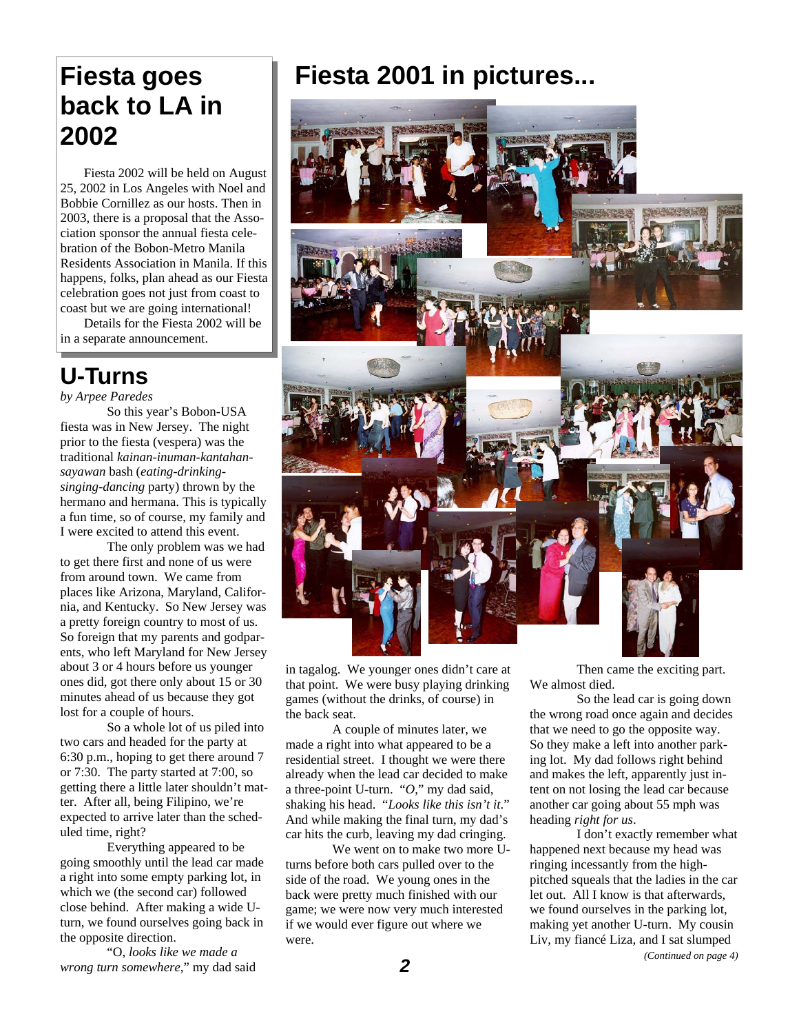# Fiesta goes back to LA in 2002

Fiesta 2002 will be held on August 25, 2002 in Los Angeles with Noel and Bobbie Cornillez as our hosts. Then in 2003, there is a proposal that the Association sponsor the annual fiesta celebration of the Bobon-Metro Manila Residents Association in Manila. If this happens, folks, plan ahead as our Fiesta celebration goes not just from coast to coast but we are going international!

Details for the Fiesta 2002 will be in a separate announcement.

# Fiesta 2001 in pictures...

# U-Turns

*by Arpee Paredes*

So this year's Bobon-USA fiesta was in New Jersey. The night prior to the fiesta (vespera) was the traditional *kainan-inuman-kantahan-sayawan* bash (*eating-drinking-singing-dancing* party) thrown by the hermano and hermana. This is typically a fun time, so of course, my family and I were excited to attend this event.

The only problem was we had to get there first and none of us were from around town. We came from places like Arizona, Maryland, California, and Kentucky. So New Jersey was a pretty foreign country to most of us. So foreign that my parents and godparents, who left Maryland for New Jersey about 3 or 4 hours before us younger ones did, got there only about 15 or 30 minutes ahead of us because they got lost for a couple of hours.

So a whole lot of us piled into two cars and headed for the party at 6:30 p.m., hoping to get there around 7 or 7:30. The party started at 7:00, so getting there a little later shouldn't matter. After all, being Filipino, we're expected to arrive later than the scheduled time, right?

Everything appeared to be going smoothly until the lead car made a right into some empty parking lot, in which we (the second car) followed close behind. After making a wide U-turn, we found ourselves going back in the opposite direction.

"O, *looks like we made a wrong turn somewhere*," my dad said in tagalog. We younger ones didn't care at that point. We were busy playing drinking games (without the drinks, of course) in the back seat.

A couple of minutes later, we made a right into what appeared to be a residential street. I thought we were there already when the lead car decided to make a three-point U-turn. *"O,"* my dad said, shaking his head. *"Looks like this isn't it."* And while making the final turn, my dad's car hits the curb, leaving my dad cringing.

We went on to make two more U-turns before both cars pulled over to the side of the road. We young ones in the back were pretty much finished with our game; we were now very much interested if we would ever figure out where we were.

Then came the exciting part. We almost died.

So the lead car is going down the wrong road once again and decides that we need to go the opposite way. So they make a left into another parking lot. My dad follows right behind and makes the left, apparently just intent on not losing the lead car because another car going about 55 mph was heading *right for us*.

I don't exactly remember what happened next because my head was ringing incessantly from the high-pitched squeals that the ladies in the car let out. All I know is that afterwards, we found ourselves in the parking lot, making yet another U-turn. My cousin Liv, my fiancé Liza, and I sat slumped

*(Continued on page 4)*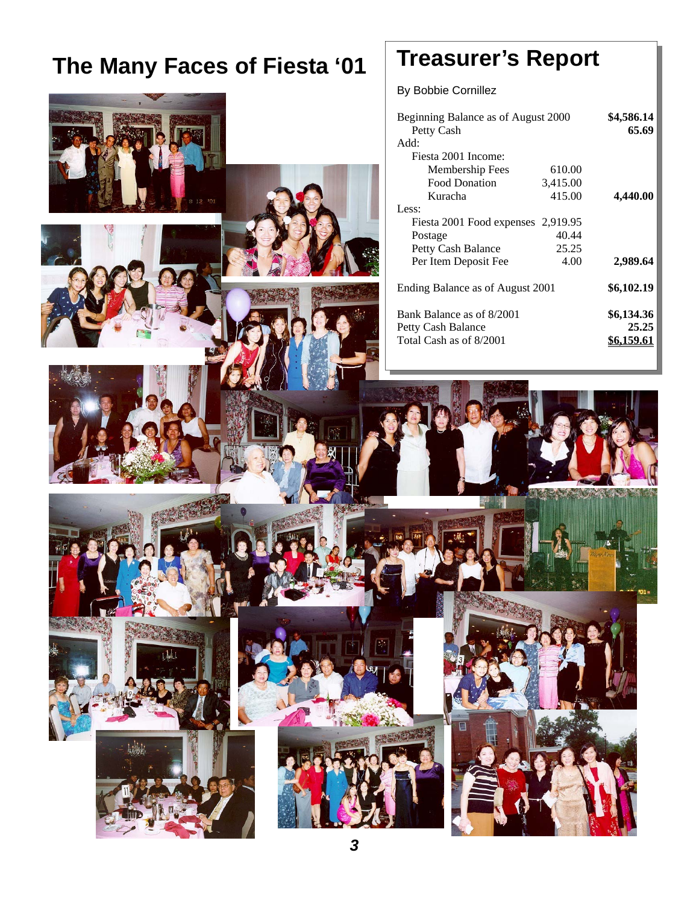# The Many Faces of Fiesta '01

## Treasurer's Report

By Bobbie Cornillez

| | | |
|---|---|---|
| Beginning Balance as of August 2000 | | **$4,586.14** |
| Petty Cash | | **65.69** |
| Add: | | |
| Fiesta 2001 Income: | | |
| Membership Fees | 610.00 | |
| Food Donation | 3,415.00 | |
| Kuracha | 415.00 | **4,440.00** |
| Less: | | |
| Fiesta 2001 Food expenses | 2,919.95 | |
| Postage | 40.44 | |
| Petty Cash Balance | 25.25 | |
| Per Item Deposit Fee | 4.00 | **2,989.64** |
| Ending Balance as of August 2001 | | **$6,102.19** |
| Bank Balance as of 8/2001 | | **$6,134.36** |
| Petty Cash Balance | | **25.25** |
| Total Cash as of 8/2001 | | **$6,159.61** |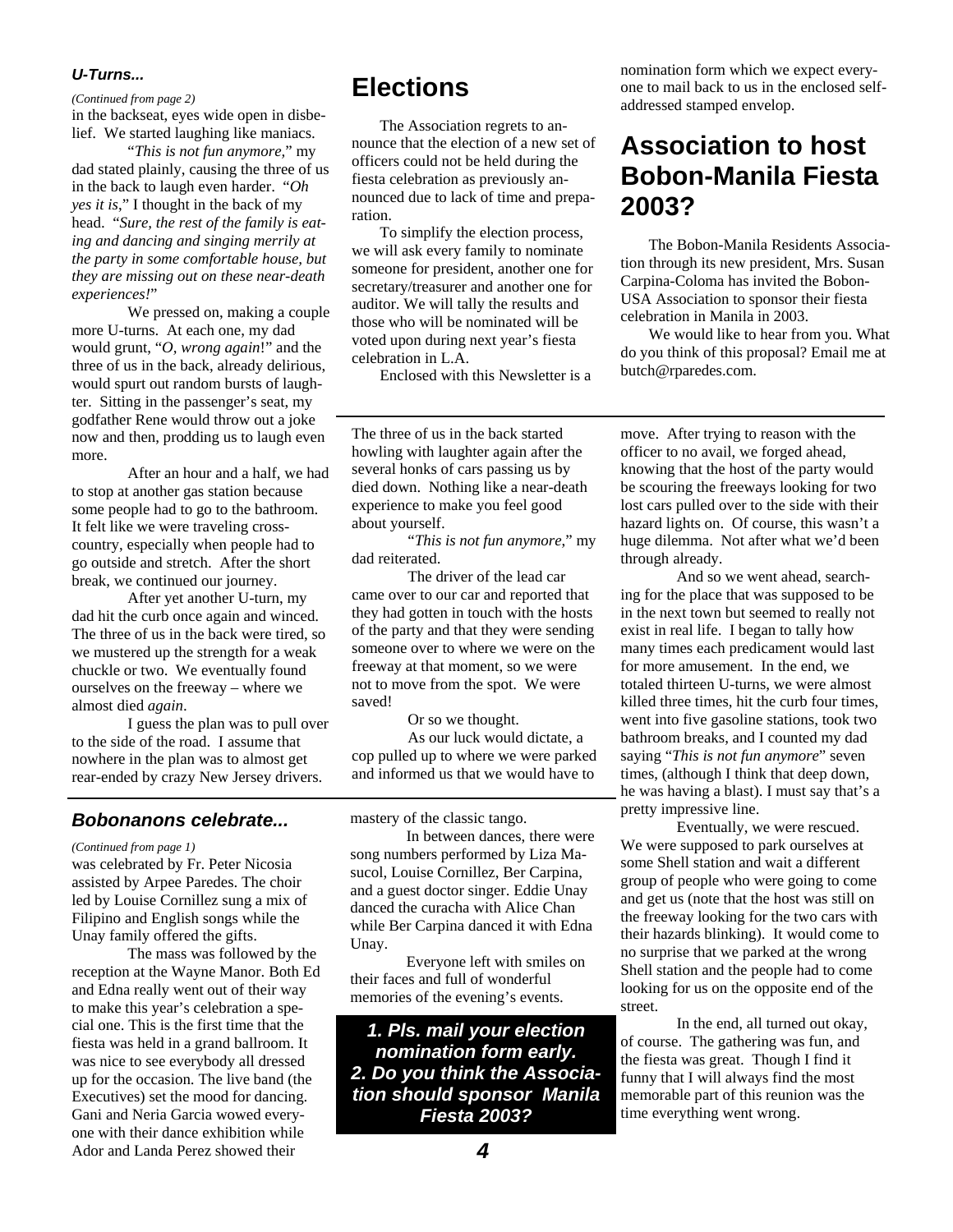### *U-Turns...*

*(Continued from page 2)*

in the backseat, eyes wide open in disbelief. We started laughing like maniacs.

"*This is not fun anymore*," my dad stated plainly, causing the three of us in the back to laugh even harder. "*Oh yes it is*," I thought in the back of my head. "*Sure, the rest of the family is eating and dancing and singing merrily at the party in some comfortable house, but they are missing out on these near-death experiences!*"

We pressed on, making a couple more U-turns. At each one, my dad would grunt, "*O, wrong again*!" and the three of us in the back, already delirious, would spurt out random bursts of laughter. Sitting in the passenger's seat, my godfather Rene would throw out a joke now and then, prodding us to laugh even more.

After an hour and a half, we had to stop at another gas station because some people had to go to the bathroom. It felt like we were traveling cross-country, especially when people had to go outside and stretch. After the short break, we continued our journey.

After yet another U-turn, my dad hit the curb once again and winced. The three of us in the back were tired, so we mustered up the strength for a weak chuckle or two. We eventually found ourselves on the freeway – where we almost died *again*.

I guess the plan was to pull over to the side of the road. I assume that nowhere in the plan was to almost get rear-ended by crazy New Jersey drivers.

The three of us in the back started howling with laughter again after the several honks of cars passing us by died down. Nothing like a near-death experience to make you feel good about yourself.

"*This is not fun anymore*," my dad reiterated.

The driver of the lead car came over to our car and reported that they had gotten in touch with the hosts of the party and that they were sending someone over to where we were on the freeway at that moment, so we were not to move from the spot. We were saved!

Or so we thought.

As our luck would dictate, a cop pulled up to where we were parked and informed us that we would have to move. After trying to reason with the officer to no avail, we forged ahead, knowing that the host of the party would be scouring the freeways looking for two lost cars pulled over to the side with their hazard lights on. Of course, this wasn't a huge dilemma. Not after what we'd been through already.

And so we went ahead, searching for the place that was supposed to be in the next town but seemed to really not exist in real life. I began to tally how many times each predicament would last for more amusement. In the end, we totaled thirteen U-turns, we were almost killed three times, hit the curb four times, went into five gasoline stations, took two bathroom breaks, and I counted my dad saying "*This is not fun anymore*" seven times, (although I think that deep down, he was having a blast). I must say that's a pretty impressive line.

Eventually, we were rescued. We were supposed to park ourselves at some Shell station and wait a different group of people who were going to come and get us (note that the host was still on the freeway looking for the two cars with their hazards blinking). It would come to no surprise that we parked at the wrong Shell station and the people had to come looking for us on the opposite end of the street.

In the end, all turned out okay, of course. The gathering was fun, and the fiesta was great. Though I find it funny that I will always find the most memorable part of this reunion was the time everything went wrong.

## Elections

The Association regrets to announce that the election of a new set of officers could not be held during the fiesta celebration as previously announced due to lack of time and preparation.

To simplify the election process, we will ask every family to nominate someone for president, another one for secretary/treasurer and another one for auditor. We will tally the results and those who will be nominated will be voted upon during next year's fiesta celebration in L.A.

Enclosed with this Newsletter is a nomination form which we expect everyone to mail back to us in the enclosed self-addressed stamped envelop.

## Association to host Bobon-Manila Fiesta 2003?

The Bobon-Manila Residents Association through its new president, Mrs. Susan Carpina-Coloma has invited the Bobon-USA Association to sponsor their fiesta celebration in Manila in 2003.

We would like to hear from you. What do you think of this proposal? Email me at butch@rparedes.com.

### *Bobonanons celebrate...*

*(Continued from page 1)*

was celebrated by Fr. Peter Nicosia assisted by Arpee Paredes. The choir led by Louise Cornillez sung a mix of Filipino and English songs while the Unay family offered the gifts.

The mass was followed by the reception at the Wayne Manor. Both Ed and Edna really went out of their way to make this year's celebration a special one. This is the first time that the fiesta was held in a grand ballroom. It was nice to see everybody all dressed up for the occasion. The live band (the Executives) set the mood for dancing. Gani and Neria Garcia wowed everyone with their dance exhibition while Ador and Landa Perez showed their mastery of the classic tango.

In between dances, there were song numbers performed by Liza Masucol, Louise Cornillez, Ber Carpina, and a guest doctor singer. Eddie Unay danced the curacha with Alice Chan while Ber Carpina danced it with Edna Unay.

Everyone left with smiles on their faces and full of wonderful memories of the evening's events.

***1. Pls. mail your election nomination form early.***
***2. Do you think the Association should sponsor Manila Fiesta 2003?***